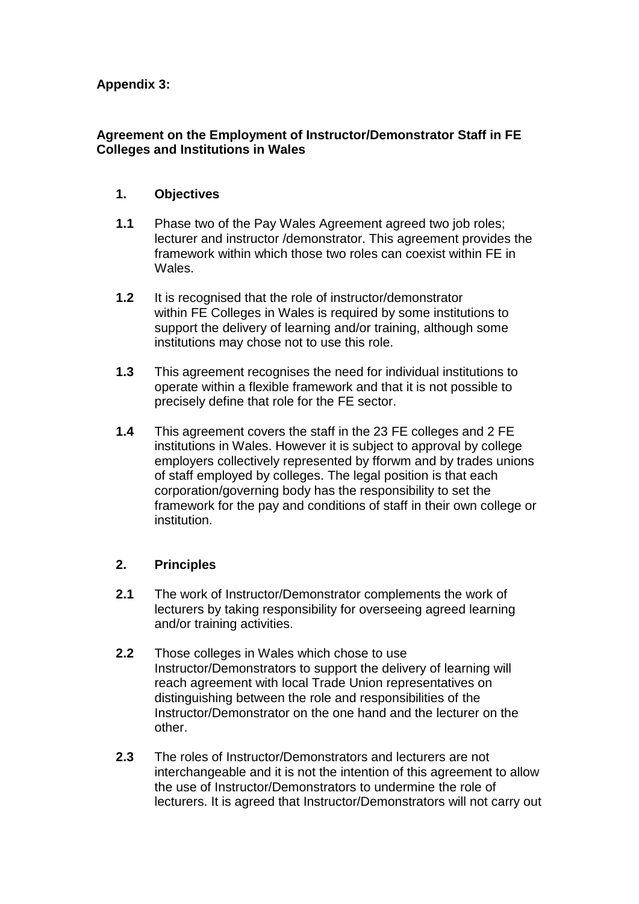**Appendix 3:**

**Agreement on the Employment of Instructor/Demonstrator Staff in FE Colleges and Institutions in Wales**

## 1. Objectives

**1.1** Phase two of the Pay Wales Agreement agreed two job roles; lecturer and instructor /demonstrator. This agreement provides the framework within which those two roles can coexist within FE in Wales.

**1.2** It is recognised that the role of instructor/demonstrator within FE Colleges in Wales is required by some institutions to support the delivery of learning and/or training, although some institutions may chose not to use this role.

**1.3** This agreement recognises the need for individual institutions to operate within a flexible framework and that it is not possible to precisely define that role for the FE sector.

**1.4** This agreement covers the staff in the 23 FE colleges and 2 FE institutions in Wales. However it is subject to approval by college employers collectively represented by fforwm and by trades unions of staff employed by colleges. The legal position is that each corporation/governing body has the responsibility to set the framework for the pay and conditions of staff in their own college or institution.

## 2. Principles

**2.1** The work of Instructor/Demonstrator complements the work of lecturers by taking responsibility for overseeing agreed learning and/or training activities.

**2.2** Those colleges in Wales which chose to use Instructor/Demonstrators to support the delivery of learning will reach agreement with local Trade Union representatives on distinguishing between the role and responsibilities of the Instructor/Demonstrator on the one hand and the lecturer on the other.

**2.3** The roles of Instructor/Demonstrators and lecturers are not interchangeable and it is not the intention of this agreement to allow the use of Instructor/Demonstrators to undermine the role of lecturers. It is agreed that Instructor/Demonstrators will not carry out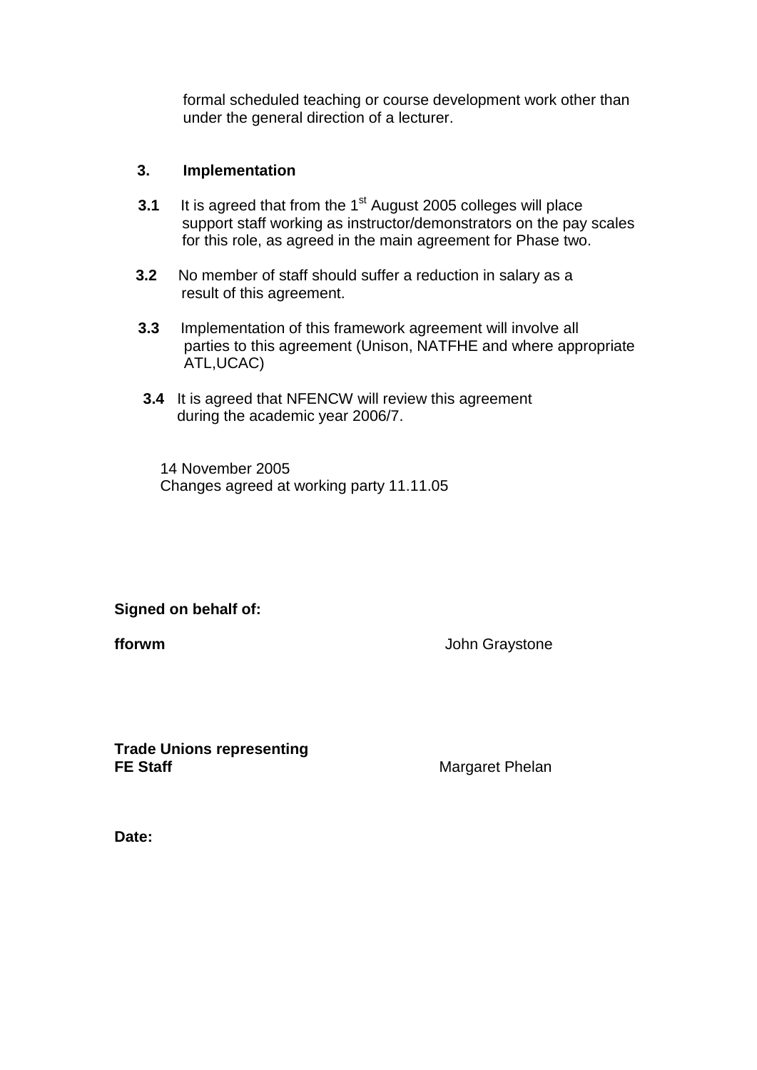formal scheduled teaching or course development work other than under the general direction of a lecturer.

## 3. Implementation

**3.1** It is agreed that from the 1st August 2005 colleges will place support staff working as instructor/demonstrators on the pay scales for this role, as agreed in the main agreement for Phase two.

**3.2** No member of staff should suffer a reduction in salary as a result of this agreement.

**3.3** Implementation of this framework agreement will involve all parties to this agreement (Unison, NATFHE and where appropriate ATL,UCAC)

**3.4** It is agreed that NFENCW will review this agreement during the academic year 2006/7.

14 November 2005
Changes agreed at working party 11.11.05

**Signed on behalf of:**

**fforwm** John Graystone

**Trade Unions representing FE Staff** Margaret Phelan

**Date:**